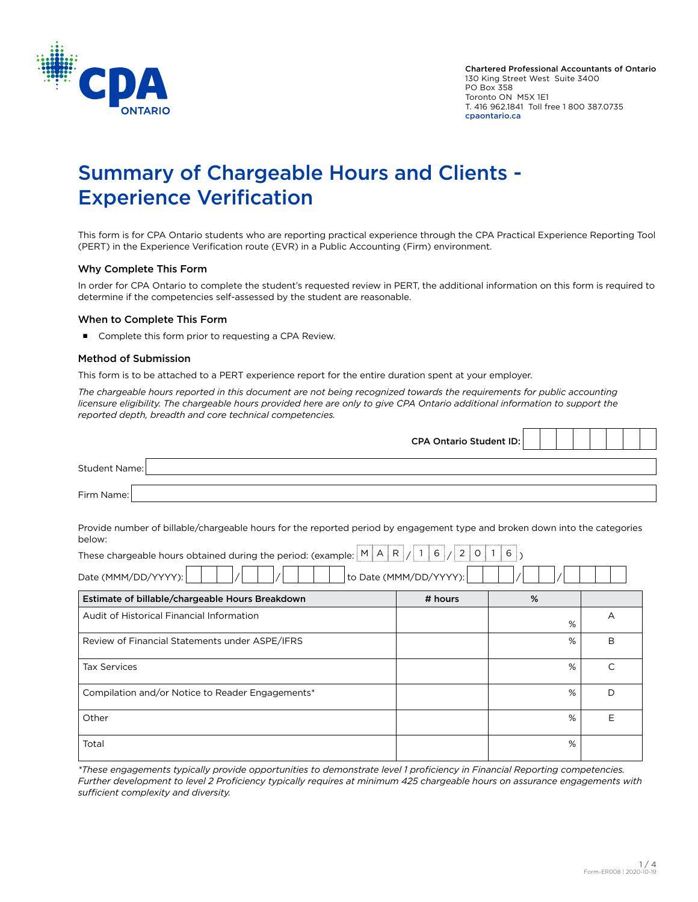Chartered Professional Accountants of Ontario
130 King Street West Suite 3400
PO Box 358
Toronto ON M5X 1E1
T. 416 962.1841 Toll free 1 800 387.0735
cpaontario.ca

# Summary of Chargeable Hours and Clients - Experience Verification

This form is for CPA Ontario students who are reporting practical experience through the CPA Practical Experience Reporting Tool (PERT) in the Experience Verification route (EVR) in a Public Accounting (Firm) environment.

### Why Complete This Form

In order for CPA Ontario to complete the student's requested review in PERT, the additional information on this form is required to determine if the competencies self-assessed by the student are reasonable.

### When to Complete This Form

- Complete this form prior to requesting a CPA Review.

### Method of Submission

This form is to be attached to a PERT experience report for the entire duration spent at your employer.

*The chargeable hours reported in this document are not being recognized towards the requirements for public accounting licensure eligibility. The chargeable hours provided here are only to give CPA Ontario additional information to support the reported depth, breadth and core technical competencies.*

**CPA Ontario Student ID:** ________

Student Name: ________

Firm Name: ________

Provide number of billable/chargeable hours for the reported period by engagement type and broken down into the categories below:

These chargeable hours obtained during the period: (example: MAR / 16 / 2016 )

Date (MMM/DD/YYYY): ___ / __ / ____ to Date (MMM/DD/YYYY): ___ / __ / ____

| Estimate of billable/chargeable Hours Breakdown | # hours | % | |
|---|---|---|---|
| Audit of Historical Financial Information | | % | A |
| Review of Financial Statements under ASPE/IFRS | | % | B |
| Tax Services | | % | C |
| Compilation and/or Notice to Reader Engagements* | | % | D |
| Other | | % | E |
| Total | | % | |

*\*These engagements typically provide opportunities to demonstrate level 1 proficiency in Financial Reporting competencies. Further development to level 2 Proficiency typically requires at minimum 425 chargeable hours on assurance engagements with sufficient complexity and diversity.*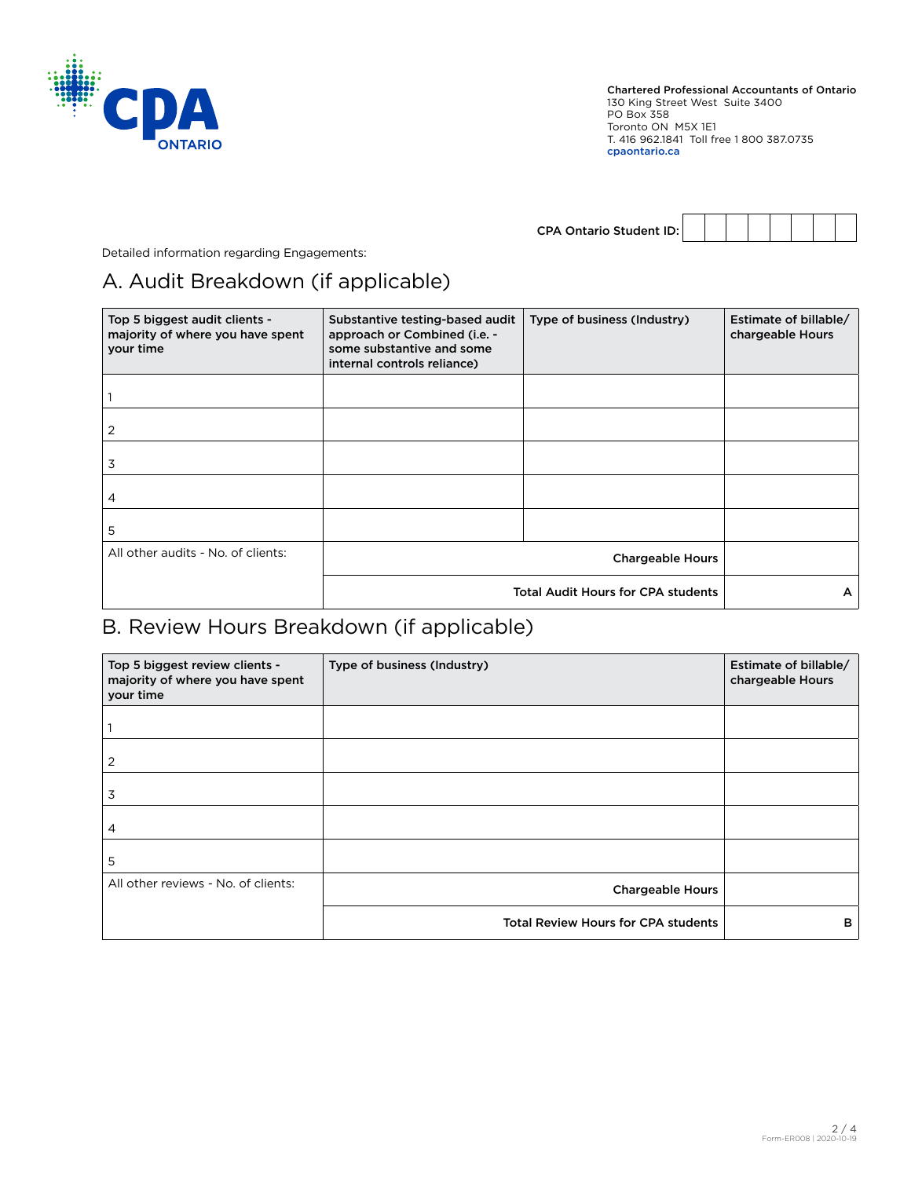Chartered Professional Accountants of Ontario
130 King Street West Suite 3400
PO Box 358
Toronto ON M5X 1E1
T. 416 962.1841 Toll free 1 800 387.0735
cpaontario.ca

**CPA Ontario Student ID:**

Detailed information regarding Engagements:

# A. Audit Breakdown (if applicable)

| Top 5 biggest audit clients - majority of where you have spent your time | Substantive testing-based audit approach or Combined (i.e. - some substantive and some internal controls reliance) | Type of business (Industry) | Estimate of billable/ chargeable Hours |
|---|---|---|---|
| 1 | | | |
| 2 | | | |
| 3 | | | |
| 4 | | | |
| 5 | | | |
| All other audits - No. of clients: | | **Chargeable Hours** | |
| | | **Total Audit Hours for CPA students** | **A** |

# B. Review Hours Breakdown (if applicable)

| Top 5 biggest review clients - majority of where you have spent your time | Type of business (Industry) | Estimate of billable/ chargeable Hours |
|---|---|---|
| 1 | | |
| 2 | | |
| 3 | | |
| 4 | | |
| 5 | | |
| All other reviews - No. of clients: | **Chargeable Hours** | |
| | **Total Review Hours for CPA students** | **B** |

Form-ER008 | 2020-10-19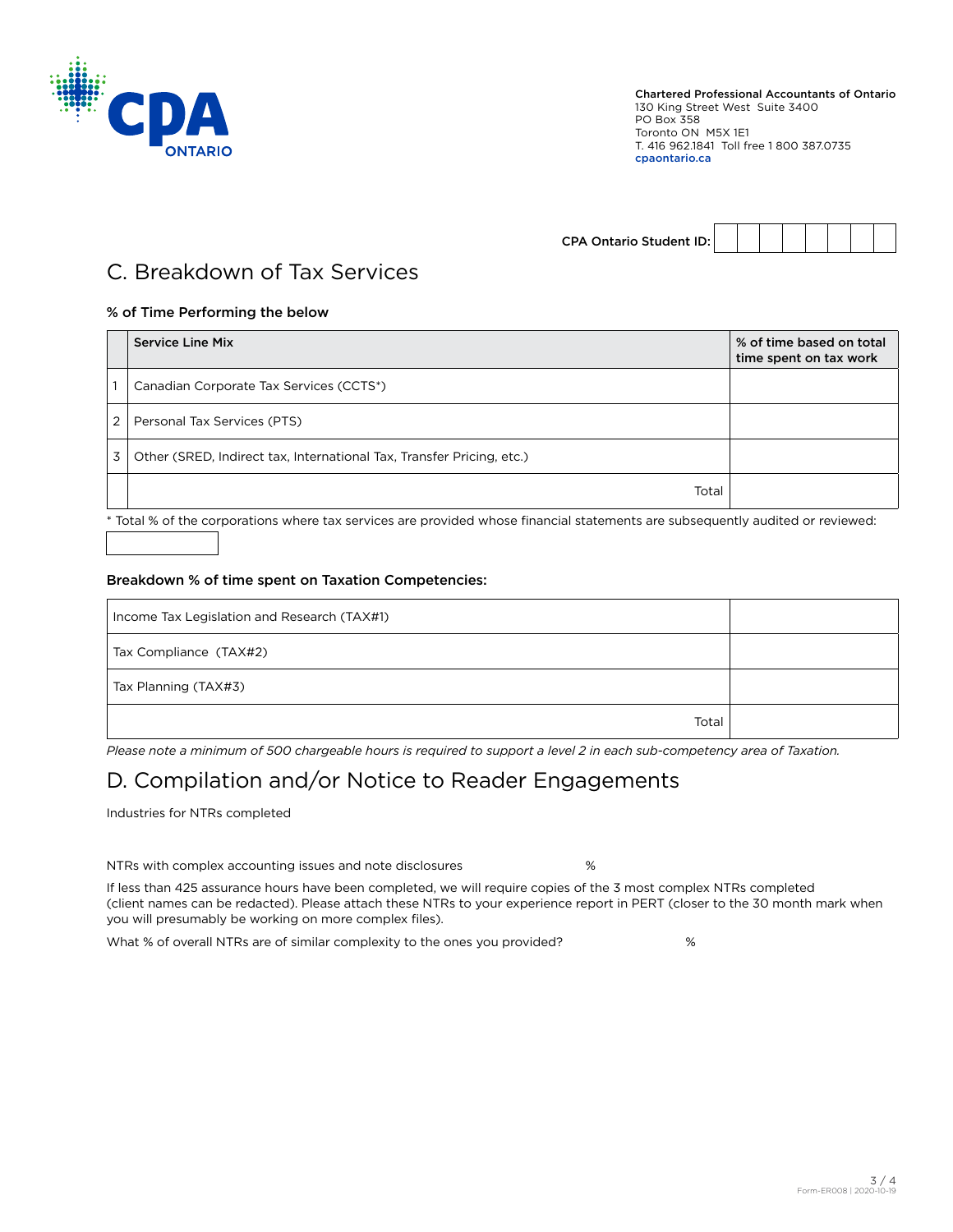Chartered Professional Accountants of Ontario
130 King Street West Suite 3400
PO Box 358
Toronto ON M5X 1E1
T. 416 962.1841 Toll free 1 800 387.0735
cpaontario.ca

**CPA Ontario Student ID:**

# C. Breakdown of Tax Services

### % of Time Performing the below

| | Service Line Mix | % of time based on total time spent on tax work |
|---|---|---|
| 1 | Canadian Corporate Tax Services (CCTS*) | |
| 2 | Personal Tax Services (PTS) | |
| 3 | Other (SRED, Indirect tax, International Tax, Transfer Pricing, etc.) | |
| | Total | |

* Total % of the corporations where tax services are provided whose financial statements are subsequently audited or reviewed:

### Breakdown % of time spent on Taxation Competencies:

| | |
|---|---|
| Income Tax Legislation and Research (TAX#1) | |
| Tax Compliance (TAX#2) | |
| Tax Planning (TAX#3) | |
| Total | |

*Please note a minimum of 500 chargeable hours is required to support a level 2 in each sub-competency area of Taxation.*

# D. Compilation and/or Notice to Reader Engagements

Industries for NTRs completed

NTRs with complex accounting issues and note disclosures %

If less than 425 assurance hours have been completed, we will require copies of the 3 most complex NTRs completed (client names can be redacted). Please attach these NTRs to your experience report in PERT (closer to the 30 month mark when you will presumably be working on more complex files).

What % of overall NTRs are of similar complexity to the ones you provided? %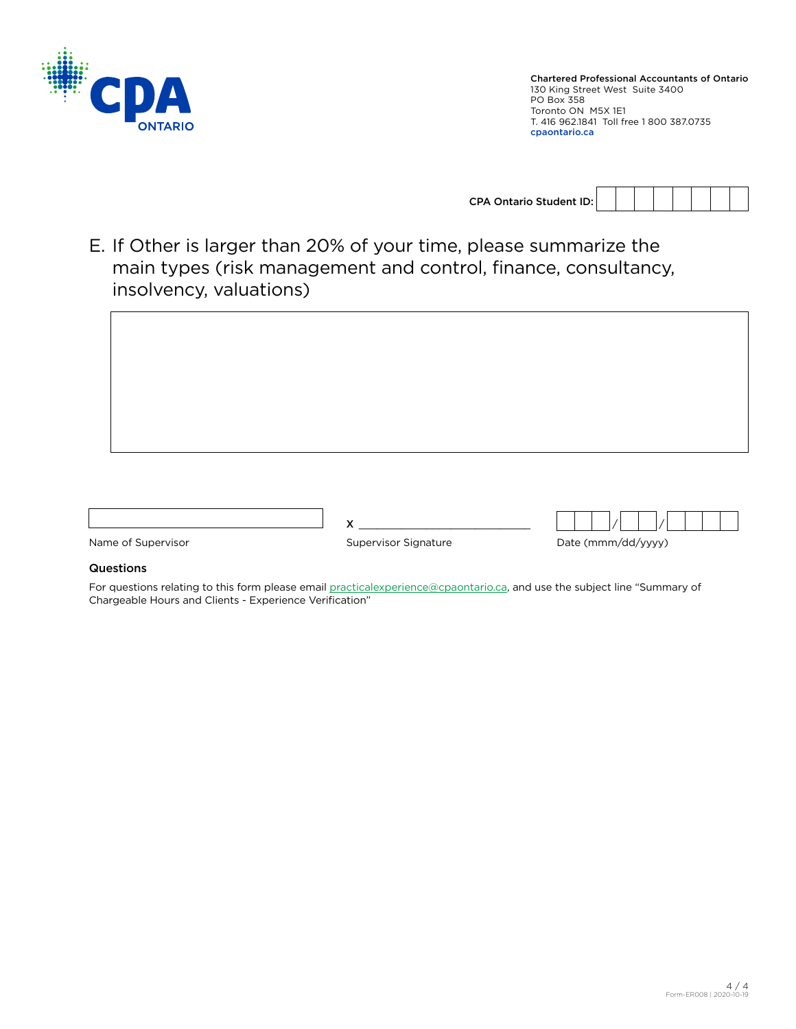Chartered Professional Accountants of Ontario
130 King Street West Suite 3400
PO Box 358
Toronto ON M5X 1E1
T. 416 962.1841 Toll free 1 800 387.0735
cpaontario.ca

CPA Ontario Student ID:

## E. If Other is larger than 20% of your time, please summarize the main types (risk management and control, finance, consultancy, insolvency, valuations)

Name of Supervisor

x ____________________________
Supervisor Signature

Date (mmm/dd/yyyy)

**Questions**

For questions relating to this form please email practicalexperience@cpaontario.ca, and use the subject line "Summary of Chargeable Hours and Clients - Experience Verification"